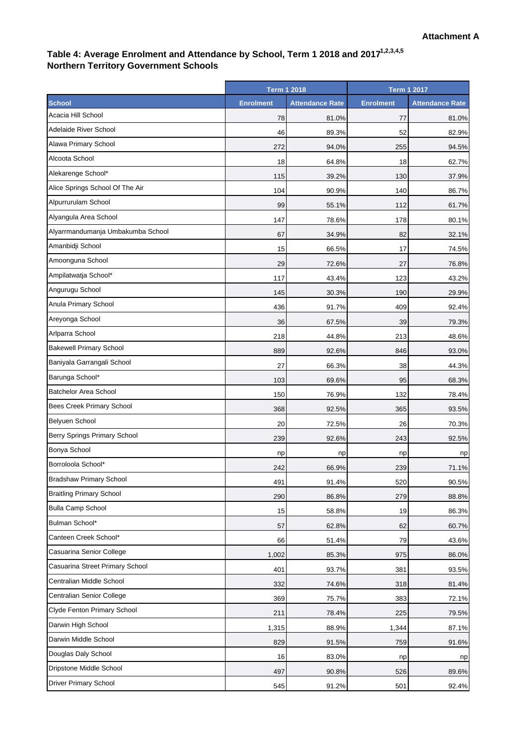**Attachment A**

## Table 4: Average Enrolment and Attendance by School, Term 1 2018 and 2017[1,2,3,4,5]

## Northern Territory Government Schools

| | Term 1 2018 | | Term 1 2017 | |
|---|---|---|---|---|
| **School** | **Enrolment** | **Attendance Rate** | **Enrolment** | **Attendance Rate** |
| Acacia Hill School | 78 | 81.0% | 77 | 81.0% |
| Adelaide River School | 46 | 89.3% | 52 | 82.9% |
| Alawa Primary School | 272 | 94.0% | 255 | 94.5% |
| Alcoota School | 18 | 64.8% | 18 | 62.7% |
| Alekarenge School* | 115 | 39.2% | 130 | 37.9% |
| Alice Springs School Of The Air | 104 | 90.9% | 140 | 86.7% |
| Alpurrurulam School | 99 | 55.1% | 112 | 61.7% |
| Alyangula Area School | 147 | 78.6% | 178 | 80.1% |
| Alyarrmandumanja Umbakumba School | 67 | 34.9% | 82 | 32.1% |
| Amanbidji School | 15 | 66.5% | 17 | 74.5% |
| Amoonguna School | 29 | 72.6% | 27 | 76.8% |
| Ampilatwatja School* | 117 | 43.4% | 123 | 43.2% |
| Angurugu School | 145 | 30.3% | 190 | 29.9% |
| Anula Primary School | 436 | 91.7% | 409 | 92.4% |
| Areyonga School | 36 | 67.5% | 39 | 79.3% |
| Arlparra School | 218 | 44.8% | 213 | 48.6% |
| Bakewell Primary School | 889 | 92.6% | 846 | 93.0% |
| Baniyala Garrangali School | 27 | 66.3% | 38 | 44.3% |
| Barunga School* | 103 | 69.6% | 95 | 68.3% |
| Batchelor Area School | 150 | 76.9% | 132 | 78.4% |
| Bees Creek Primary School | 368 | 92.5% | 365 | 93.5% |
| Belyuen School | 20 | 72.5% | 26 | 70.3% |
| Berry Springs Primary School | 239 | 92.6% | 243 | 92.5% |
| Bonya School | np | np | np | np |
| Borroloola School* | 242 | 66.9% | 239 | 71.1% |
| Bradshaw Primary School | 491 | 91.4% | 520 | 90.5% |
| Braitling Primary School | 290 | 86.8% | 279 | 88.8% |
| Bulla Camp School | 15 | 58.8% | 19 | 86.3% |
| Bulman School* | 57 | 62.8% | 62 | 60.7% |
| Canteen Creek School* | 66 | 51.4% | 79 | 43.6% |
| Casuarina Senior College | 1,002 | 85.3% | 975 | 86.0% |
| Casuarina Street Primary School | 401 | 93.7% | 381 | 93.5% |
| Centralian Middle School | 332 | 74.6% | 318 | 81.4% |
| Centralian Senior College | 369 | 75.7% | 383 | 72.1% |
| Clyde Fenton Primary School | 211 | 78.4% | 225 | 79.5% |
| Darwin High School | 1,315 | 88.9% | 1,344 | 87.1% |
| Darwin Middle School | 829 | 91.5% | 759 | 91.6% |
| Douglas Daly School | 16 | 83.0% | np | np |
| Dripstone Middle School | 497 | 90.8% | 526 | 89.6% |
| Driver Primary School | 545 | 91.2% | 501 | 92.4% |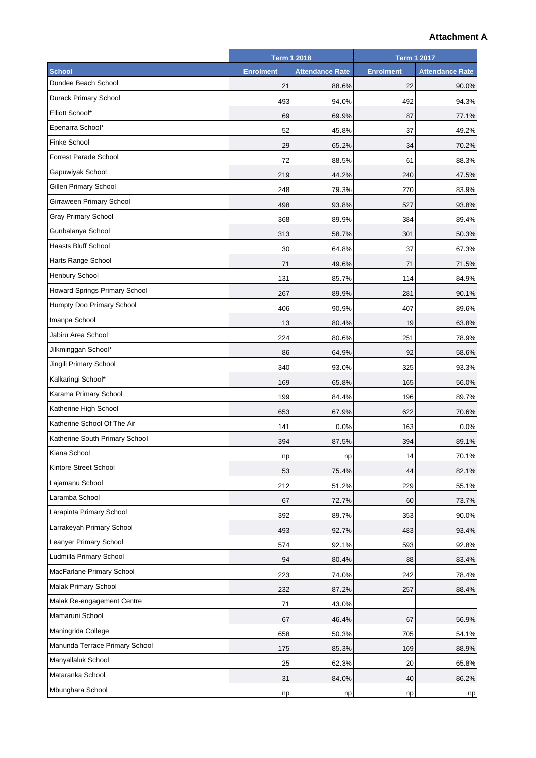**Attachment A**

| School | Term 1 2018 | | Term 1 2017 | |
|---|---|---|---|---|
| | Enrolment | Attendance Rate | Enrolment | Attendance Rate |
| Dundee Beach School | 21 | 88.6% | 22 | 90.0% |
| Durack Primary School | 493 | 94.0% | 492 | 94.3% |
| Elliott School* | 69 | 69.9% | 87 | 77.1% |
| Epenarra School* | 52 | 45.8% | 37 | 49.2% |
| Finke School | 29 | 65.2% | 34 | 70.2% |
| Forrest Parade School | 72 | 88.5% | 61 | 88.3% |
| Gapuwiyak School | 219 | 44.2% | 240 | 47.5% |
| Gillen Primary School | 248 | 79.3% | 270 | 83.9% |
| Girraween Primary School | 498 | 93.8% | 527 | 93.8% |
| Gray Primary School | 368 | 89.9% | 384 | 89.4% |
| Gunbalanya School | 313 | 58.7% | 301 | 50.3% |
| Haasts Bluff School | 30 | 64.8% | 37 | 67.3% |
| Harts Range School | 71 | 49.6% | 71 | 71.5% |
| Henbury School | 131 | 85.7% | 114 | 84.9% |
| Howard Springs Primary School | 267 | 89.9% | 281 | 90.1% |
| Humpty Doo Primary School | 406 | 90.9% | 407 | 89.6% |
| Imanpa School | 13 | 80.4% | 19 | 63.8% |
| Jabiru Area School | 224 | 80.6% | 251 | 78.9% |
| Jilkminggan School* | 86 | 64.9% | 92 | 58.6% |
| Jingili Primary School | 340 | 93.0% | 325 | 93.3% |
| Kalkaringi School* | 169 | 65.8% | 165 | 56.0% |
| Karama Primary School | 199 | 84.4% | 196 | 89.7% |
| Katherine High School | 653 | 67.9% | 622 | 70.6% |
| Katherine School Of The Air | 141 | 0.0% | 163 | 0.0% |
| Katherine South Primary School | 394 | 87.5% | 394 | 89.1% |
| Kiana School | np | np | 14 | 70.1% |
| Kintore Street School | 53 | 75.4% | 44 | 82.1% |
| Lajamanu School | 212 | 51.2% | 229 | 55.1% |
| Laramba School | 67 | 72.7% | 60 | 73.7% |
| Larapinta Primary School | 392 | 89.7% | 353 | 90.0% |
| Larrakeyah Primary School | 493 | 92.7% | 483 | 93.4% |
| Leanyer Primary School | 574 | 92.1% | 593 | 92.8% |
| Ludmilla Primary School | 94 | 80.4% | 88 | 83.4% |
| MacFarlane Primary School | 223 | 74.0% | 242 | 78.4% |
| Malak Primary School | 232 | 87.2% | 257 | 88.4% |
| Malak Re-engagement Centre | 71 | 43.0% | | |
| Mamaruni School | 67 | 46.4% | 67 | 56.9% |
| Maningrida College | 658 | 50.3% | 705 | 54.1% |
| Manunda Terrace Primary School | 175 | 85.3% | 169 | 88.9% |
| Manyallaluk School | 25 | 62.3% | 20 | 65.8% |
| Mataranka School | 31 | 84.0% | 40 | 86.2% |
| Mbunghara School | np | np | np | np |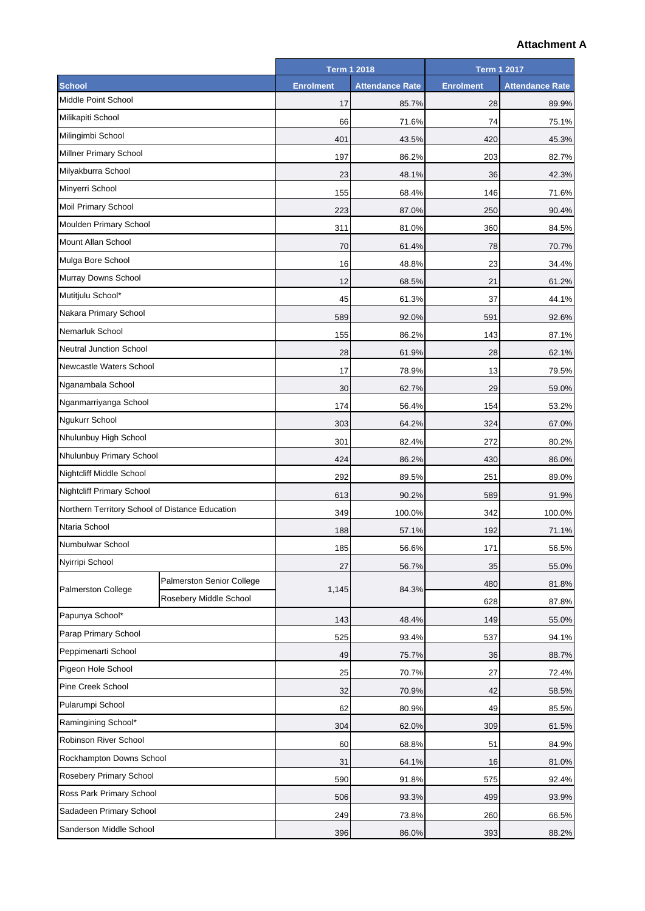**Attachment A**

| School | | Term 1 2018 | | Term 1 2017 | |
|---|---|---|---|---|---|
| | | Enrolment | Attendance Rate | Enrolment | Attendance Rate |
| Middle Point School | | 17 | 85.7% | 28 | 89.9% |
| Milikapiti School | | 66 | 71.6% | 74 | 75.1% |
| Milingimbi School | | 401 | 43.5% | 420 | 45.3% |
| Millner Primary School | | 197 | 86.2% | 203 | 82.7% |
| Milyakburra School | | 23 | 48.1% | 36 | 42.3% |
| Minyerri School | | 155 | 68.4% | 146 | 71.6% |
| Moil Primary School | | 223 | 87.0% | 250 | 90.4% |
| Moulden Primary School | | 311 | 81.0% | 360 | 84.5% |
| Mount Allan School | | 70 | 61.4% | 78 | 70.7% |
| Mulga Bore School | | 16 | 48.8% | 23 | 34.4% |
| Murray Downs School | | 12 | 68.5% | 21 | 61.2% |
| Mutitjulu School* | | 45 | 61.3% | 37 | 44.1% |
| Nakara Primary School | | 589 | 92.0% | 591 | 92.6% |
| Nemarluk School | | 155 | 86.2% | 143 | 87.1% |
| Neutral Junction School | | 28 | 61.9% | 28 | 62.1% |
| Newcastle Waters School | | 17 | 78.9% | 13 | 79.5% |
| Nganambala School | | 30 | 62.7% | 29 | 59.0% |
| Nganmarriyanga School | | 174 | 56.4% | 154 | 53.2% |
| Ngukurr School | | 303 | 64.2% | 324 | 67.0% |
| Nhulunbuy High School | | 301 | 82.4% | 272 | 80.2% |
| Nhulunbuy Primary School | | 424 | 86.2% | 430 | 86.0% |
| Nightcliff Middle School | | 292 | 89.5% | 251 | 89.0% |
| Nightcliff Primary School | | 613 | 90.2% | 589 | 91.9% |
| Northern Territory School of Distance Education | | 349 | 100.0% | 342 | 100.0% |
| Ntaria School | | 188 | 57.1% | 192 | 71.1% |
| Numbulwar School | | 185 | 56.6% | 171 | 56.5% |
| Nyirripi School | | 27 | 56.7% | 35 | 55.0% |
| Palmerston College | Palmerston Senior College | 1,145 | 84.3% | 480 | 81.8% |
| | Rosebery Middle School | | | 628 | 87.8% |
| Papunya School* | | 143 | 48.4% | 149 | 55.0% |
| Parap Primary School | | 525 | 93.4% | 537 | 94.1% |
| Peppimenarti School | | 49 | 75.7% | 36 | 88.7% |
| Pigeon Hole School | | 25 | 70.7% | 27 | 72.4% |
| Pine Creek School | | 32 | 70.9% | 42 | 58.5% |
| Pularumpi School | | 62 | 80.9% | 49 | 85.5% |
| Ramingining School* | | 304 | 62.0% | 309 | 61.5% |
| Robinson River School | | 60 | 68.8% | 51 | 84.9% |
| Rockhampton Downs School | | 31 | 64.1% | 16 | 81.0% |
| Rosebery Primary School | | 590 | 91.8% | 575 | 92.4% |
| Ross Park Primary School | | 506 | 93.3% | 499 | 93.9% |
| Sadadeen Primary School | | 249 | 73.8% | 260 | 66.5% |
| Sanderson Middle School | | 396 | 86.0% | 393 | 88.2% |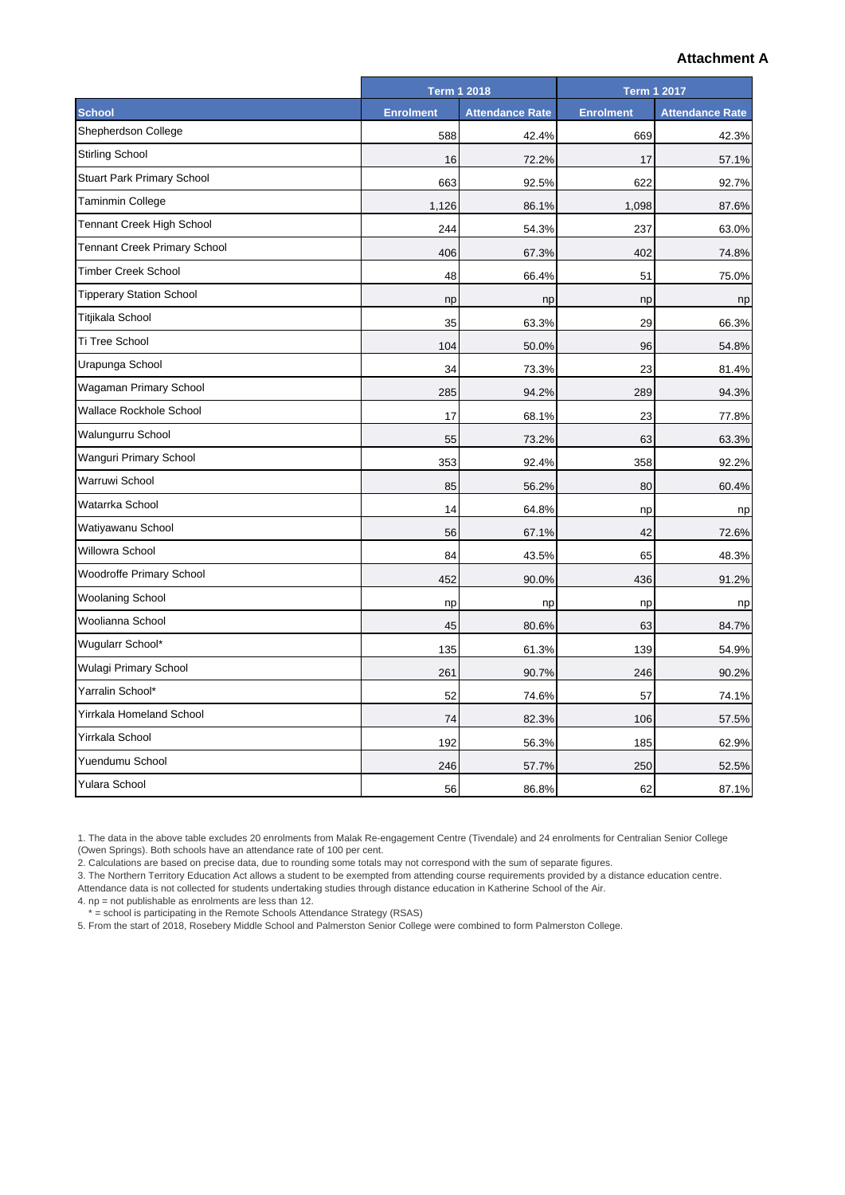**Attachment A**

| | Term 1 2018 | | Term 1 2017 | |
|---|---|---|---|---|
| **School** | **Enrolment** | **Attendance Rate** | **Enrolment** | **Attendance Rate** |
| Shepherdson College | 588 | 42.4% | 669 | 42.3% |
| Stirling School | 16 | 72.2% | 17 | 57.1% |
| Stuart Park Primary School | 663 | 92.5% | 622 | 92.7% |
| Taminmin College | 1,126 | 86.1% | 1,098 | 87.6% |
| Tennant Creek High School | 244 | 54.3% | 237 | 63.0% |
| Tennant Creek Primary School | 406 | 67.3% | 402 | 74.8% |
| Timber Creek School | 48 | 66.4% | 51 | 75.0% |
| Tipperary Station School | np | np | np | np |
| Titjikala School | 35 | 63.3% | 29 | 66.3% |
| Ti Tree School | 104 | 50.0% | 96 | 54.8% |
| Urapunga School | 34 | 73.3% | 23 | 81.4% |
| Wagaman Primary School | 285 | 94.2% | 289 | 94.3% |
| Wallace Rockhole School | 17 | 68.1% | 23 | 77.8% |
| Walungurru School | 55 | 73.2% | 63 | 63.3% |
| Wanguri Primary School | 353 | 92.4% | 358 | 92.2% |
| Warruwi School | 85 | 56.2% | 80 | 60.4% |
| Watarrka School | 14 | 64.8% | np | np |
| Watiyawanu School | 56 | 67.1% | 42 | 72.6% |
| Willowra School | 84 | 43.5% | 65 | 48.3% |
| Woodroffe Primary School | 452 | 90.0% | 436 | 91.2% |
| Woolaning School | np | np | np | np |
| Woolianna School | 45 | 80.6% | 63 | 84.7% |
| Wugularr School* | 135 | 61.3% | 139 | 54.9% |
| Wulagi Primary School | 261 | 90.7% | 246 | 90.2% |
| Yarralin School* | 52 | 74.6% | 57 | 74.1% |
| Yirrkala Homeland School | 74 | 82.3% | 106 | 57.5% |
| Yirrkala School | 192 | 56.3% | 185 | 62.9% |
| Yuendumu School | 246 | 57.7% | 250 | 52.5% |
| Yulara School | 56 | 86.8% | 62 | 87.1% |

1. The data in the above table excludes 20 enrolments from Malak Re-engagement Centre (Tivendale) and 24 enrolments for Centralian Senior College (Owen Springs). Both schools have an attendance rate of 100 per cent.

2. Calculations are based on precise data, due to rounding some totals may not correspond with the sum of separate figures.

3. The Northern Territory Education Act allows a student to be exempted from attending course requirements provided by a distance education centre. Attendance data is not collected for students undertaking studies through distance education in Katherine School of the Air.

4. np = not publishable as enrolments are less than 12.

\* = school is participating in the Remote Schools Attendance Strategy (RSAS)

5. From the start of 2018, Rosebery Middle School and Palmerston Senior College were combined to form Palmerston College.